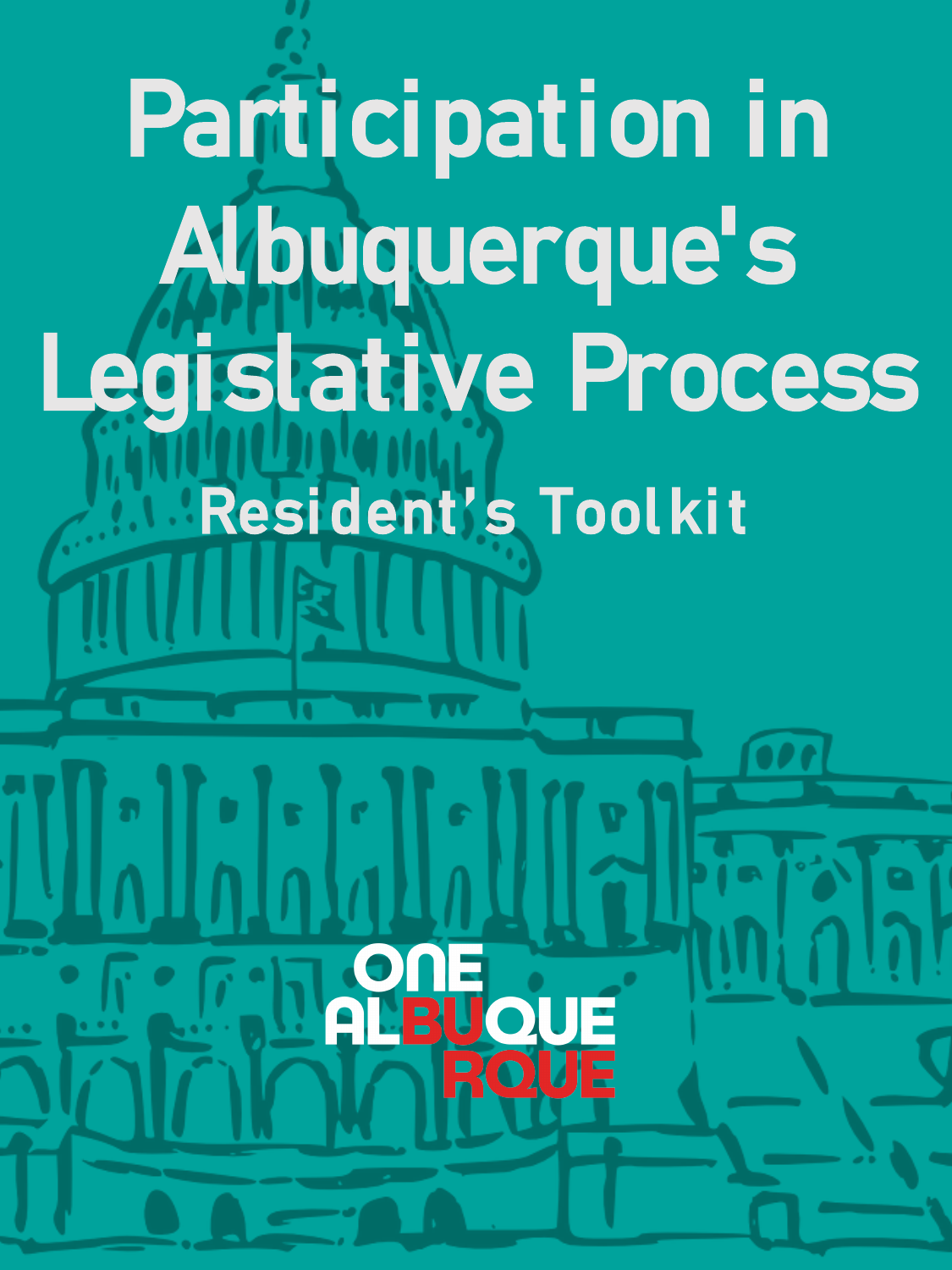# Participation in Albuquerque's Legislative Process

## Resident's Toolkit

ONE ALBUQUERQUE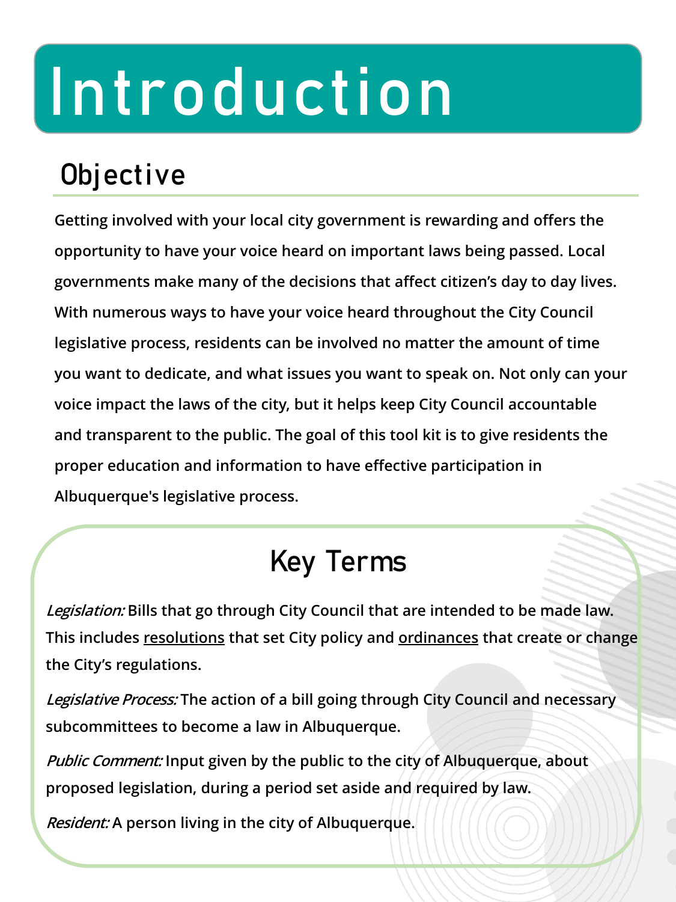# Introduction

## Objective

Getting involved with your local city government is rewarding and offers the opportunity to have your voice heard on important laws being passed. Local governments make many of the decisions that affect citizen's day to day lives. With numerous ways to have your voice heard throughout the City Council legislative process, residents can be involved no matter the amount of time you want to dedicate, and what issues you want to speak on. Not only can your voice impact the laws of the city, but it helps keep City Council accountable and transparent to the public. The goal of this tool kit is to give residents the proper education and information to have effective participation in Albuquerque's legislative process.

## Key Terms

*Legislation:* Bills that go through City Council that are intended to be made law. This includes <u>resolutions</u> that set City policy and <u>ordinances</u> that create or change the City's regulations.

*Legislative Process:* The action of a bill going through City Council and necessary subcommittees to become a law in Albuquerque.

*Public Comment:* Input given by the public to the city of Albuquerque, about proposed legislation, during a period set aside and required by law.

*Resident:* A person living in the city of Albuquerque.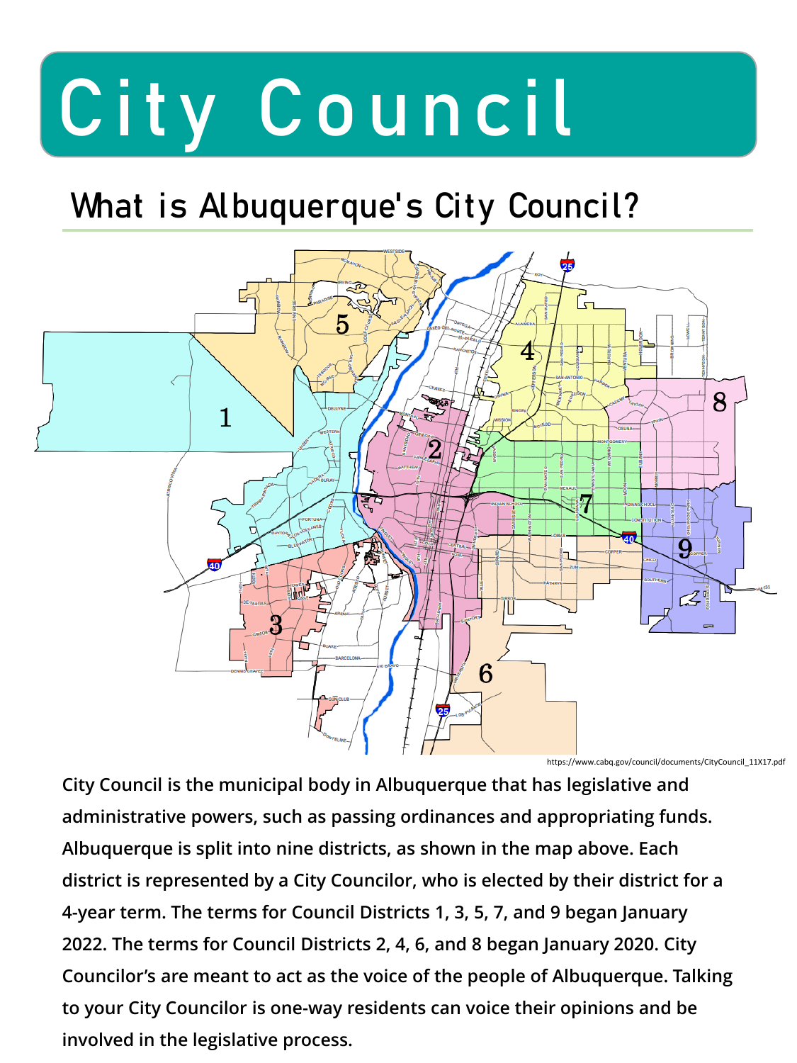# City Council

## What is Albuquerque's City Council?

https://www.cabq.gov/council/documents/CityCouncil_11X17.pdf

**City Council is the municipal body in Albuquerque that has legislative and administrative powers, such as passing ordinances and appropriating funds. Albuquerque is split into nine districts, as shown in the map above. Each district is represented by a City Councilor, who is elected by their district for a 4-year term. The terms for Council Districts 1, 3, 5, 7, and 9 began January 2022. The terms for Council Districts 2, 4, 6, and 8 began January 2020. City Councilor's are meant to act as the voice of the people of Albuquerque. Talking to your City Councilor is one-way residents can voice their opinions and be involved in the legislative process.**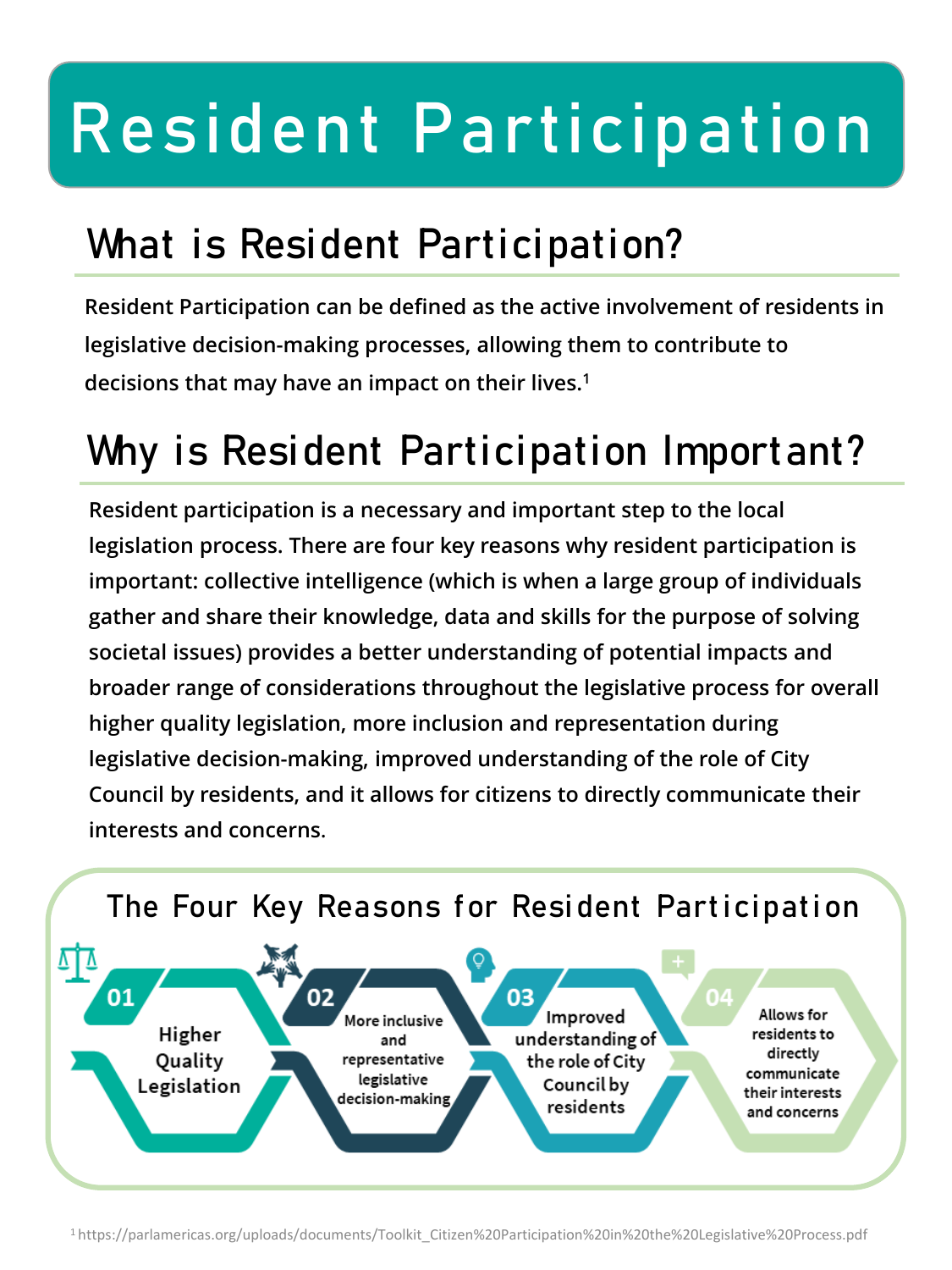# Resident Participation

## What is Resident Participation?

Resident Participation can be defined as the active involvement of residents in legislative decision-making processes, allowing them to contribute to decisions that may have an impact on their lives.[1]

## Why is Resident Participation Important?

Resident participation is a necessary and important step to the local legislation process. There are four key reasons why resident participation is important: collective intelligence (which is when a large group of individuals gather and share their knowledge, data and skills for the purpose of solving societal issues) provides a better understanding of potential impacts and broader range of considerations throughout the legislative process for overall higher quality legislation, more inclusion and representation during legislative decision-making, improved understanding of the role of City Council by residents, and it allows for citizens to directly communicate their interests and concerns.

### The Four Key Reasons for Resident Participation

- **01** Higher Quality Legislation
- **02** More inclusive and representative legislative decision-making
- **03** Improved understanding of the role of City Council by residents
- **04** Allows for residents to directly communicate their interests and concerns

[1] https://parlamericas.org/uploads/documents/Toolkit_Citizen%20Participation%20in%20the%20Legislative%20Process.pdf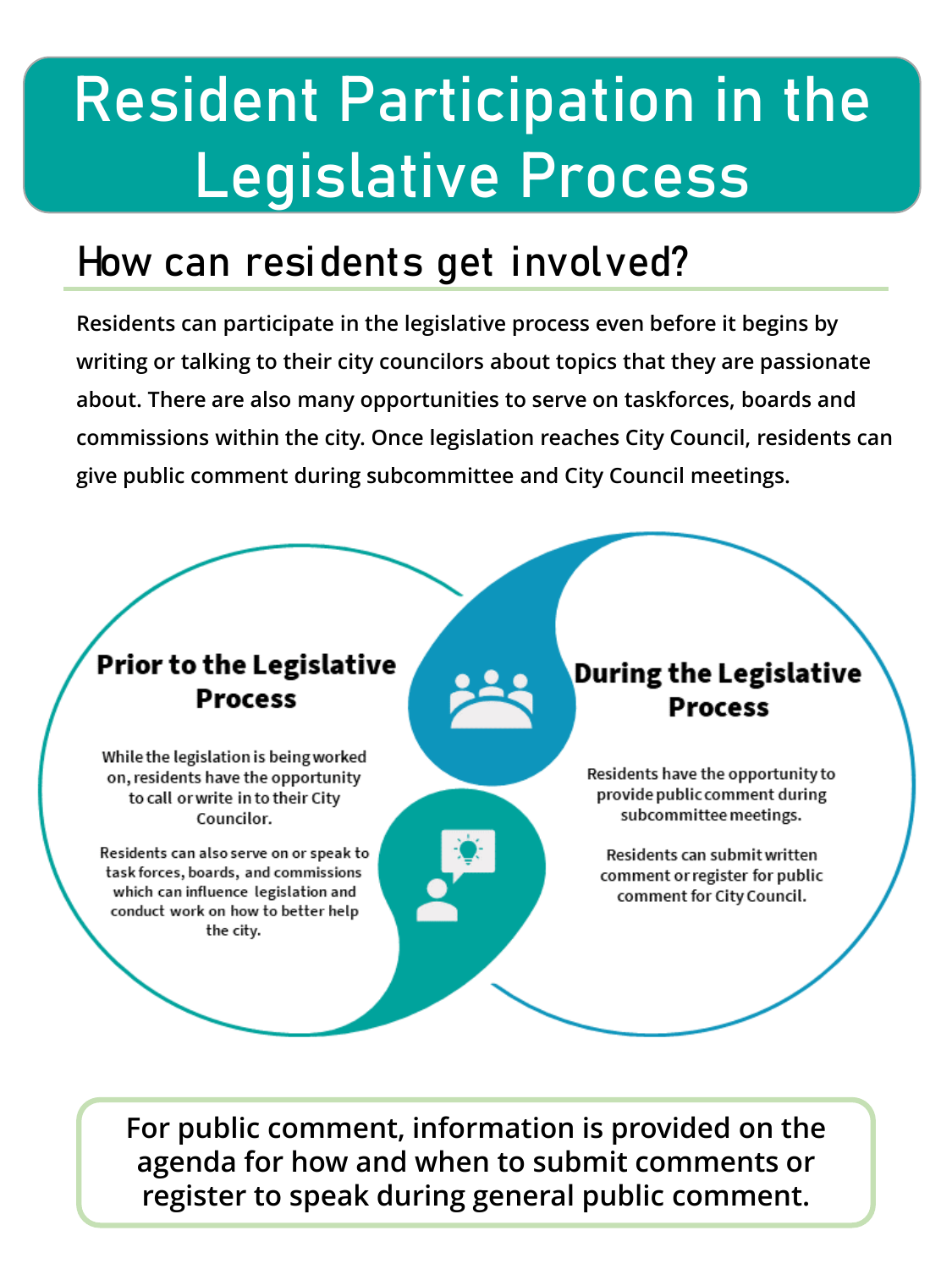# Resident Participation in the Legislative Process

## How can residents get involved?

**Residents can participate in the legislative process even before it begins by writing or talking to their city councilors about topics that they are passionate about. There are also many opportunities to serve on taskforces, boards and commissions within the city. Once legislation reaches City Council, residents can give public comment during subcommittee and City Council meetings.**

### Prior to the Legislative Process

While the legislation is being worked on, residents have the opportunity to call or write in to their City Councilor.

Residents can also serve on or speak to task forces, boards, and commissions which can influence legislation and conduct work on how to better help the city.

### During the Legislative Process

Residents have the opportunity to provide public comment during subcommittee meetings.

Residents can submit written comment or register for public comment for City Council.

**For public comment, information is provided on the agenda for how and when to submit comments or register to speak during general public comment.**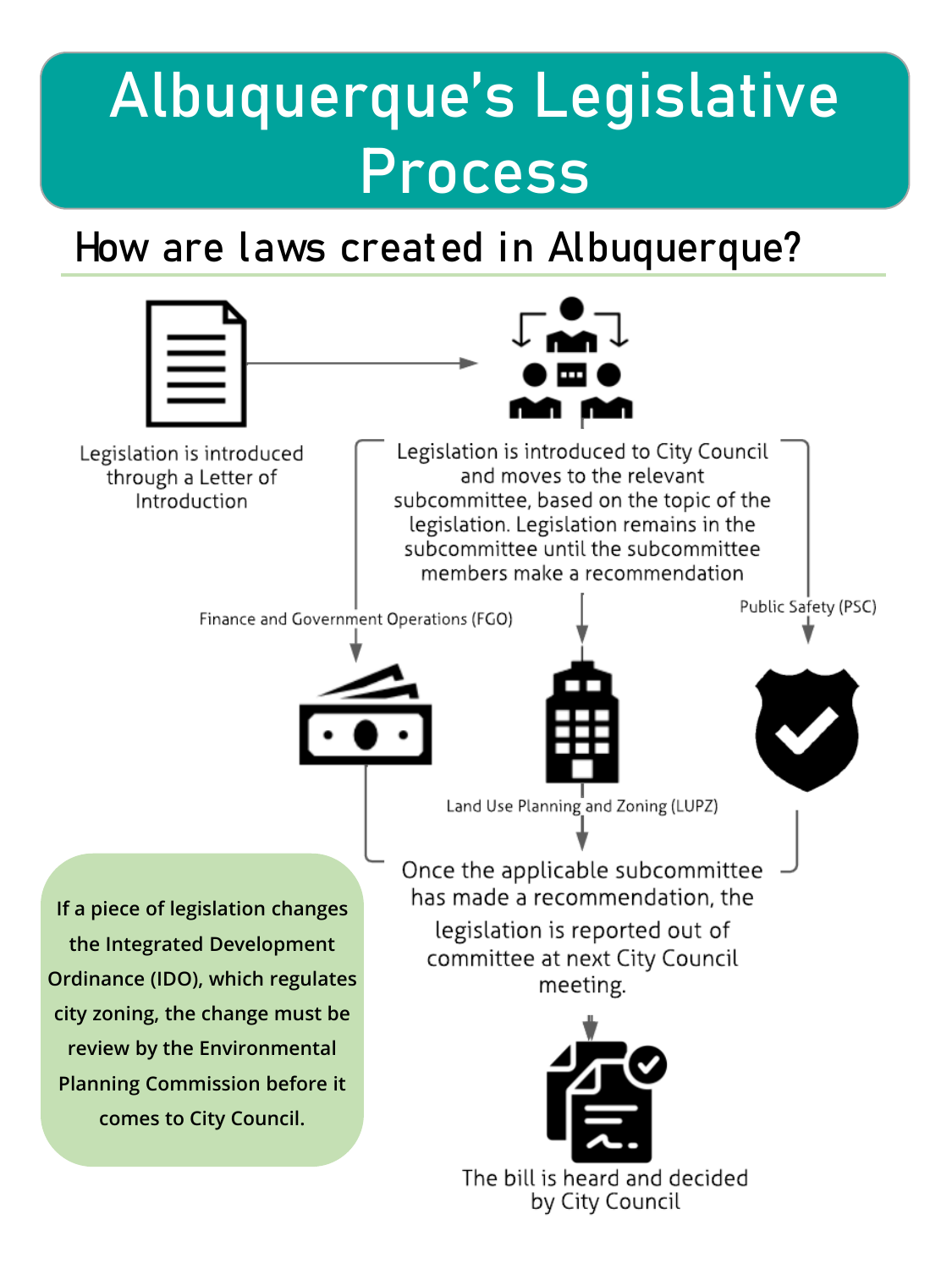# Albuquerque's Legislative Process

## How are laws created in Albuquerque?

Legislation is introduced through a Letter of Introduction

Legislation is introduced to City Council and moves to the relevant subcommittee, based on the topic of the legislation. Legislation remains in the subcommittee until the subcommittee members make a recommendation

Finance and Government Operations (FGO)

Land Use Planning and Zoning (LUPZ)

Public Safety (PSC)

Once the applicable subcommittee has made a recommendation, the legislation is reported out of committee at next City Council meeting.

The bill is heard and decided by City Council

**If a piece of legislation changes the Integrated Development Ordinance (IDO), which regulates city zoning, the change must be review by the Environmental Planning Commission before it comes to City Council.**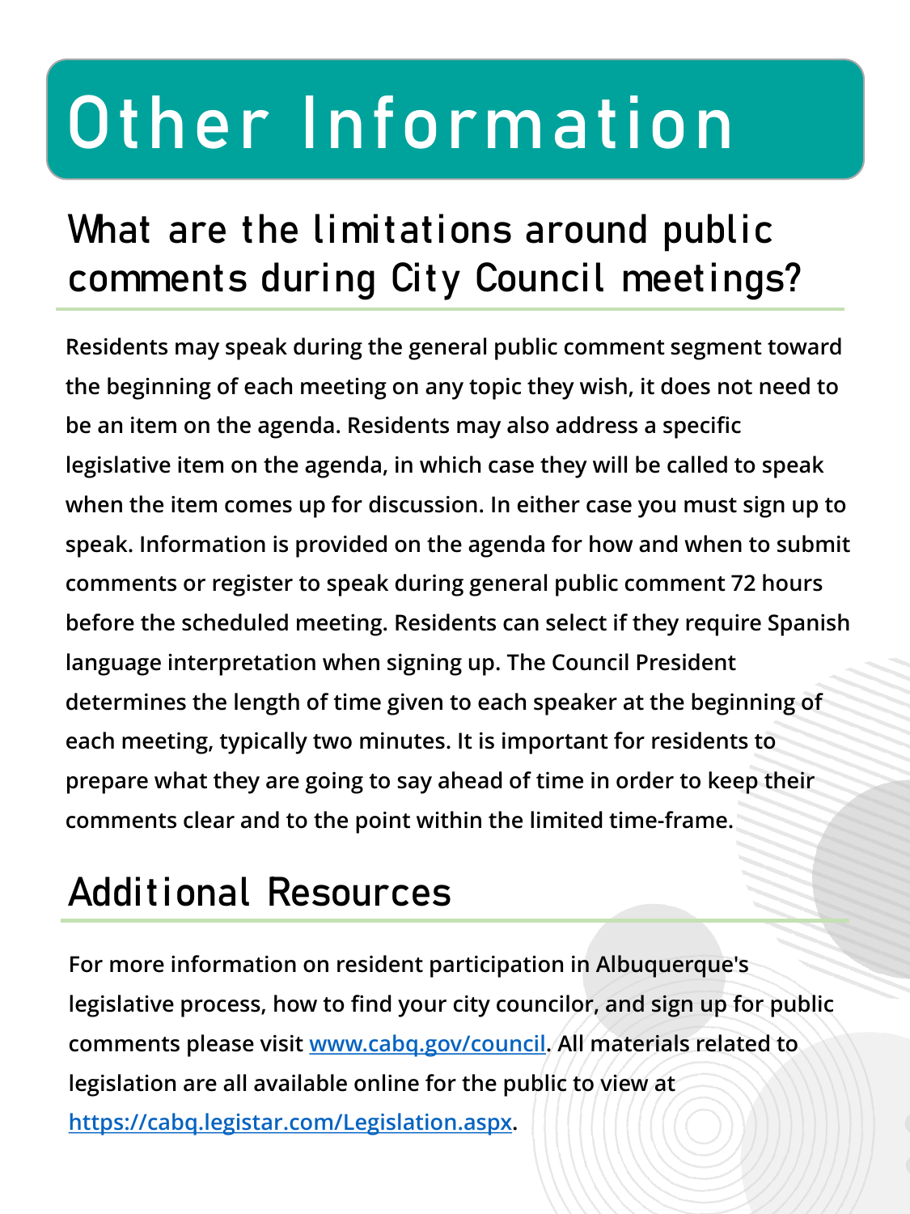# Other Information

## What are the limitations around public comments during City Council meetings?

Residents may speak during the general public comment segment toward the beginning of each meeting on any topic they wish, it does not need to be an item on the agenda. Residents may also address a specific legislative item on the agenda, in which case they will be called to speak when the item comes up for discussion. In either case you must sign up to speak. Information is provided on the agenda for how and when to submit comments or register to speak during general public comment 72 hours before the scheduled meeting. Residents can select if they require Spanish language interpretation when signing up. The Council President determines the length of time given to each speaker at the beginning of each meeting, typically two minutes. It is important for residents to prepare what they are going to say ahead of time in order to keep their comments clear and to the point within the limited time-frame.

## Additional Resources

For more information on resident participation in Albuquerque's legislative process, how to find your city councilor, and sign up for public comments please visit [www.cabq.gov/council](http://www.cabq.gov/council). All materials related to legislation are all available online for the public to view at [https://cabq.legistar.com/Legislation.aspx](https://cabq.legistar.com/Legislation.aspx).